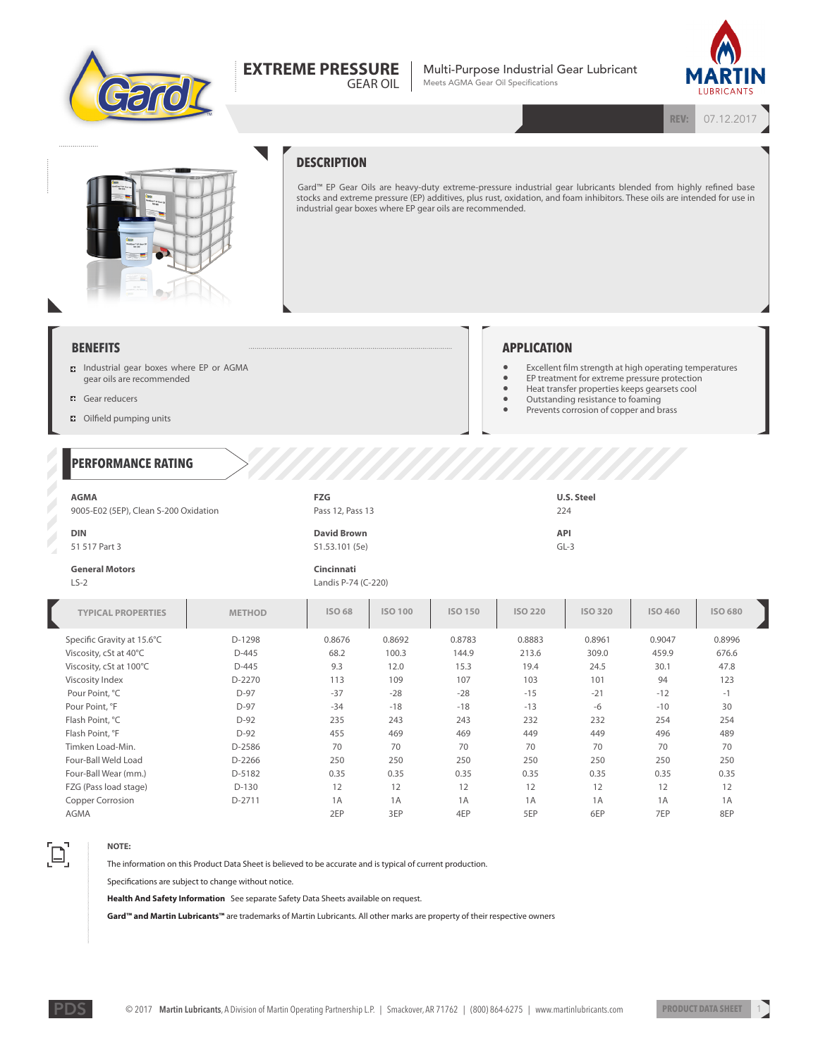# EXTREME PRESSURE GEAR OIL

Multi-Purpose Industrial Gear Lubricant
Meets AGMA Gear Oil Specifications

REV: 07.12.2017

## DESCRIPTION

Gard™ EP Gear Oils are heavy-duty extreme-pressure industrial gear lubricants blended from highly refined base stocks and extreme pressure (EP) additives, plus rust, oxidation, and foam inhibitors. These oils are intended for use in industrial gear boxes where EP gear oils are recommended.

## BENEFITS

- Industrial gear boxes where EP or AGMA gear oils are recommended
- Gear reducers
- Oilfield pumping units

## APPLICATION

- Excellent film strength at high operating temperatures
- EP treatment for extreme pressure protection
- Heat transfer properties keeps gearsets cool
- Outstanding resistance to foaming
- Prevents corrosion of copper and brass

## PERFORMANCE RATING

**AGMA**
9005-E02 (5EP), Clean S-200 Oxidation

**DIN**
51 517 Part 3

**General Motors**
LS-2

**FZG**
Pass 12, Pass 13

**David Brown**
S1.53.101 (5e)

**Cincinnati**
Landis P-74 (C-220)

**U.S. Steel**
224

**API**
GL-3

| TYPICAL PROPERTIES | METHOD | ISO 68 | ISO 100 | ISO 150 | ISO 220 | ISO 320 | ISO 460 | ISO 680 |
|---|---|---|---|---|---|---|---|---|
| Specific Gravity at 15.6°C | D-1298 | 0.8676 | 0.8692 | 0.8783 | 0.8883 | 0.8961 | 0.9047 | 0.8996 |
| Viscosity, cSt at 40°C | D-445 | 68.2 | 100.3 | 144.9 | 213.6 | 309.0 | 459.9 | 676.6 |
| Viscosity, cSt at 100°C | D-445 | 9.3 | 12.0 | 15.3 | 19.4 | 24.5 | 30.1 | 47.8 |
| Viscosity Index | D-2270 | 113 | 109 | 107 | 103 | 101 | 94 | 123 |
| Pour Point, °C | D-97 | -37 | -28 | -28 | -15 | -21 | -12 | -1 |
| Pour Point, °F | D-97 | -34 | -18 | -18 | -13 | -6 | -10 | 30 |
| Flash Point, °C | D-92 | 235 | 243 | 243 | 232 | 232 | 254 | 254 |
| Flash Point, °F | D-92 | 455 | 469 | 469 | 449 | 449 | 496 | 489 |
| Timken Load-Min. | D-2586 | 70 | 70 | 70 | 70 | 70 | 70 | 70 |
| Four-Ball Weld Load | D-2266 | 250 | 250 | 250 | 250 | 250 | 250 | 250 |
| Four-Ball Wear (mm.) | D-5182 | 0.35 | 0.35 | 0.35 | 0.35 | 0.35 | 0.35 | 0.35 |
| FZG (Pass load stage) | D-130 | 12 | 12 | 12 | 12 | 12 | 12 | 12 |
| Copper Corrosion | D-2711 | 1A | 1A | 1A | 1A | 1A | 1A | 1A |
| AGMA | | 2EP | 3EP | 4EP | 5EP | 6EP | 7EP | 8EP |

**NOTE:**

The information on this Product Data Sheet is believed to be accurate and is typical of current production.

Specifications are subject to change without notice.

**Health And Safety Information** See separate Safety Data Sheets available on request.

**Gard™ and Martin Lubricants™** are trademarks of Martin Lubricants. All other marks are property of their respective owners

© 2017 **Martin Lubricants**, A Division of Martin Operating Partnership L.P. | Smackover, AR 71762 | (800) 864-6275 | www.martinlubricants.com